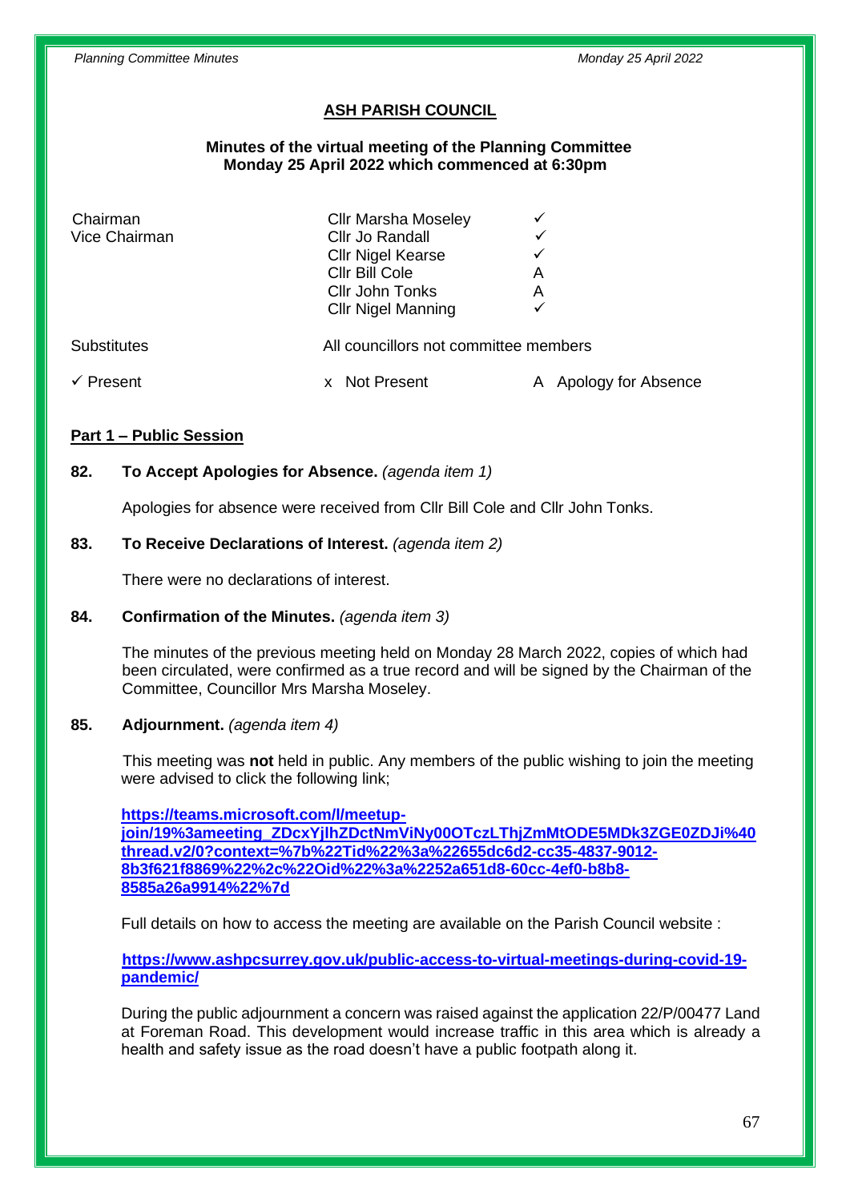# ASH PARISH COUNCIL

**Minutes of the virtual meeting of the Planning Committee**
**Monday 25 April 2022 which commenced at 6:30pm**

| | | |
|---|---|---|
| Chairman | Cllr Marsha Moseley | ✓ |
| Vice Chairman | Cllr Jo Randall | ✓ |
| | Cllr Nigel Kearse | ✓ |
| | Cllr Bill Cole | A |
| | Cllr John Tonks | A |
| | Cllr Nigel Manning | ✓ |
| Substitutes | All councillors not committee members | |
| ✓ Present | x Not Present | A Apology for Absence |

## Part 1 – Public Session

**82. To Accept Apologies for Absence.** *(agenda item 1)*

Apologies for absence were received from Cllr Bill Cole and Cllr John Tonks.

**83. To Receive Declarations of Interest.** *(agenda item 2)*

There were no declarations of interest.

**84. Confirmation of the Minutes.** *(agenda item 3)*

The minutes of the previous meeting held on Monday 28 March 2022, copies of which had been circulated, were confirmed as a true record and will be signed by the Chairman of the Committee, Councillor Mrs Marsha Moseley.

**85. Adjournment.** *(agenda item 4)*

This meeting was **not** held in public. Any members of the public wishing to join the meeting were advised to click the following link;

**https://teams.microsoft.com/l/meetup-join/19%3ameeting_ZDcxYjlhZDctNmViNy00OTczLThjZmMtODE5MDk3ZGE0ZDJi%40thread.v2/0?context=%7b%22Tid%22%3a%22655dc6d2-cc35-4837-9012-8b3f621f8869%22%2c%22Oid%22%3a%2252a651d8-60cc-4ef0-b8b8-8585a26a9914%22%7d**

Full details on how to access the meeting are available on the Parish Council website :

**https://www.ashpcsurrey.gov.uk/public-access-to-virtual-meetings-during-covid-19-pandemic/**

During the public adjournment a concern was raised against the application 22/P/00477 Land at Foreman Road. This development would increase traffic in this area which is already a health and safety issue as the road doesn't have a public footpath along it.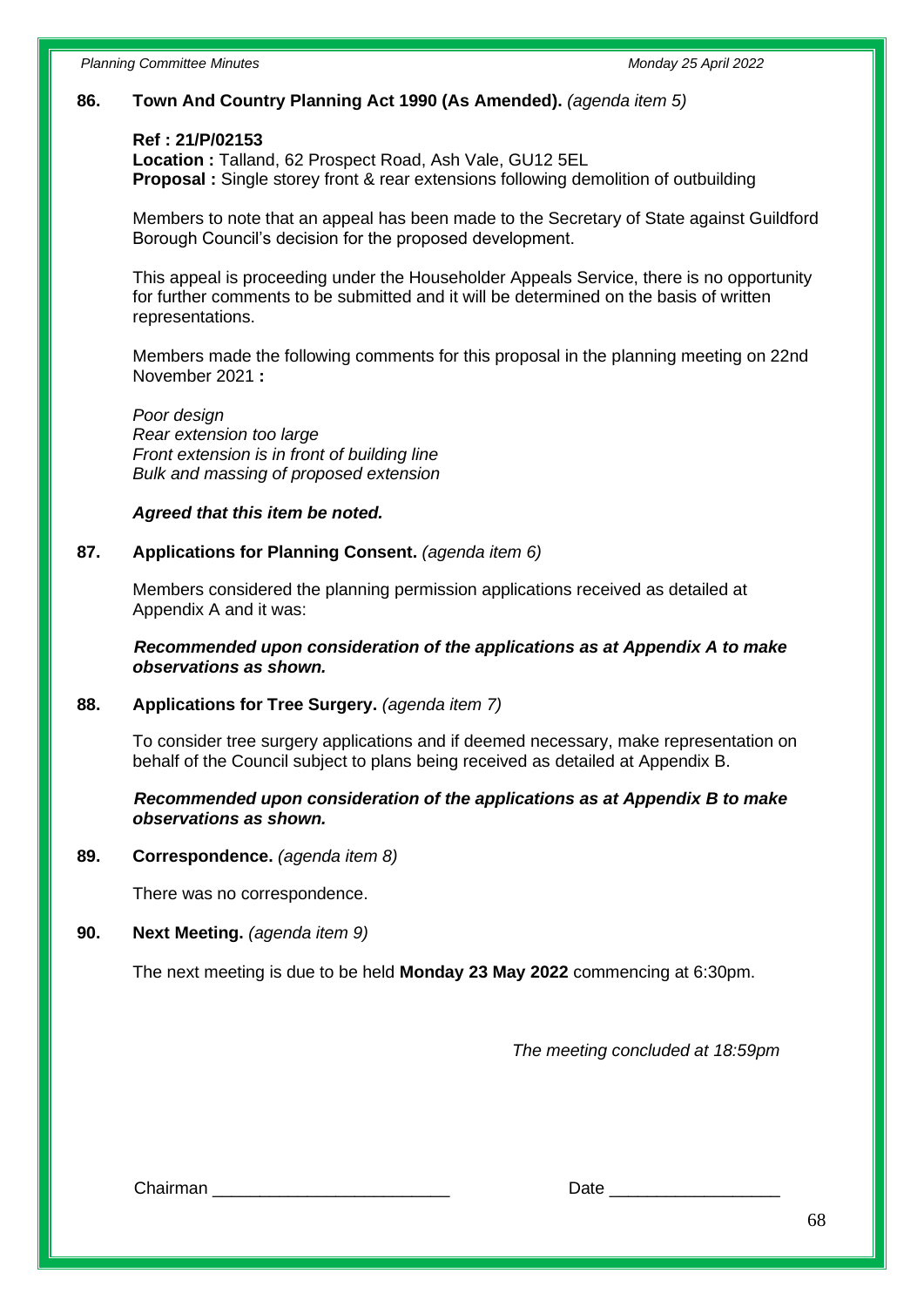**86. Town And Country Planning Act 1990 (As Amended).** *(agenda item 5)*

**Ref : 21/P/02153**
**Location :** Talland, 62 Prospect Road, Ash Vale, GU12 5EL
**Proposal :** Single storey front & rear extensions following demolition of outbuilding

Members to note that an appeal has been made to the Secretary of State against Guildford Borough Council's decision for the proposed development.

This appeal is proceeding under the Householder Appeals Service, there is no opportunity for further comments to be submitted and it will be determined on the basis of written representations.

Members made the following comments for this proposal in the planning meeting on 22nd November 2021 **:**

*Poor design*
*Rear extension too large*
*Front extension is in front of building line*
*Bulk and massing of proposed extension*

***Agreed that this item be noted.***

**87. Applications for Planning Consent.** *(agenda item 6)*

Members considered the planning permission applications received as detailed at Appendix A and it was:

***Recommended upon consideration of the applications as at Appendix A to make observations as shown.***

**88. Applications for Tree Surgery.** *(agenda item 7)*

To consider tree surgery applications and if deemed necessary, make representation on behalf of the Council subject to plans being received as detailed at Appendix B.

***Recommended upon consideration of the applications as at Appendix B to make observations as shown.***

**89. Correspondence.** *(agenda item 8)*

There was no correspondence.

**90. Next Meeting.** *(agenda item 9)*

The next meeting is due to be held **Monday 23 May 2022** commencing at 6:30pm.

*The meeting concluded at 18:59pm*

Chairman _________________________ Date __________________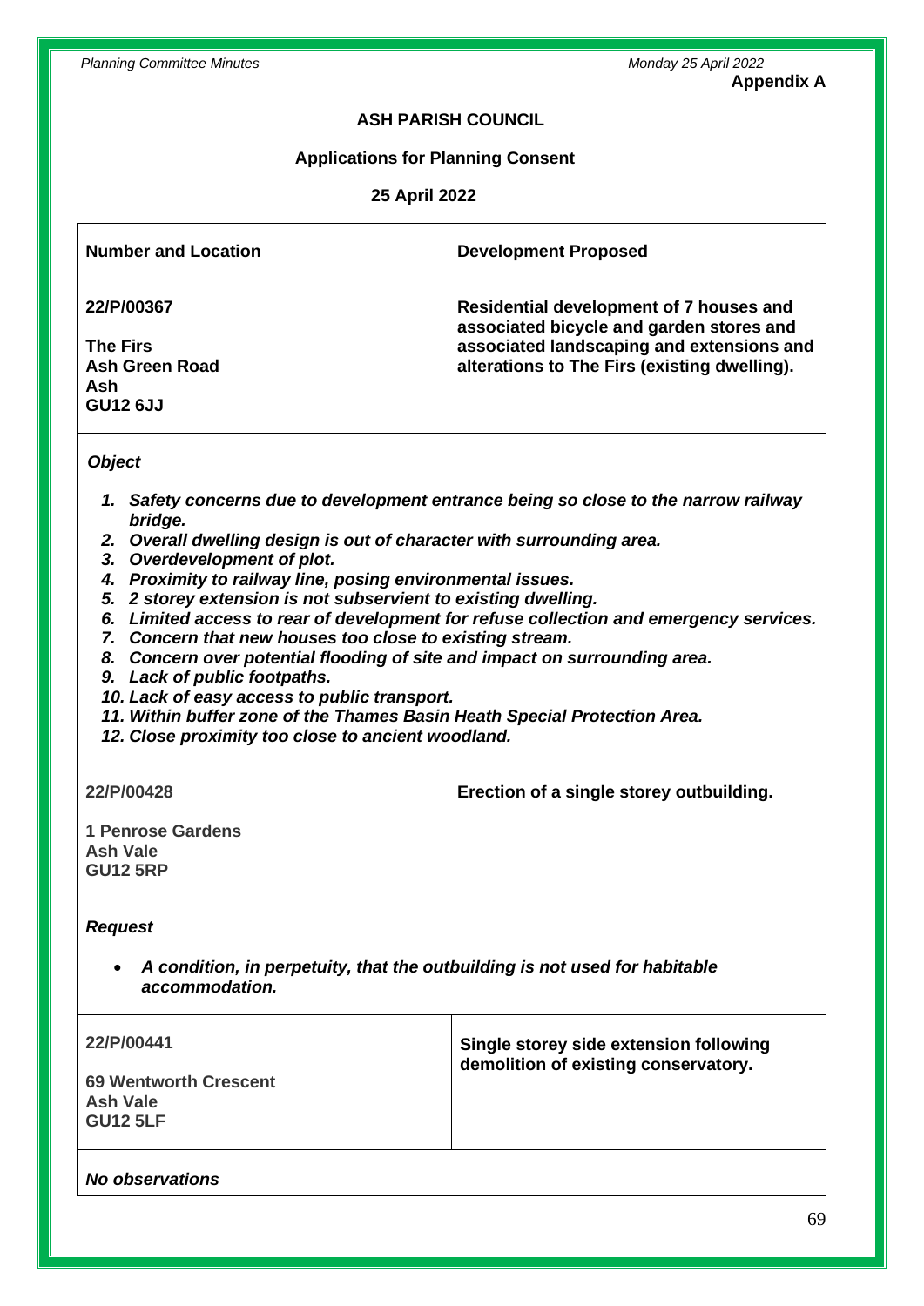**Appendix A**

## ASH PARISH COUNCIL

### Applications for Planning Consent

### 25 April 2022

| **Number and Location** | **Development Proposed** |
| --- | --- |
| **22/P/00367**<br><br>**The Firs**<br>**Ash Green Road**<br>**Ash**<br>**GU12 6JJ** | **Residential development of 7 houses and associated bicycle and garden stores and associated landscaping and extensions and alterations to The Firs (existing dwelling).** |

***Object***

1. ***Safety concerns due to development entrance being so close to the narrow railway bridge.***
2. ***Overall dwelling design is out of character with surrounding area.***
3. ***Overdevelopment of plot.***
4. ***Proximity to railway line, posing environmental issues.***
5. ***2 storey extension is not subservient to existing dwelling.***
6. ***Limited access to rear of development for refuse collection and emergency services.***
7. ***Concern that new houses too close to existing stream.***
8. ***Concern over potential flooding of site and impact on surrounding area.***
9. ***Lack of public footpaths.***
10. ***Lack of easy access to public transport.***
11. ***Within buffer zone of the Thames Basin Heath Special Protection Area.***
12. ***Close proximity too close to ancient woodland.***

| **Number and Location** | **Development Proposed** |
| --- | --- |
| **22/P/00428**<br><br>**1 Penrose Gardens**<br>**Ash Vale**<br>**GU12 5RP** | **Erection of a single storey outbuilding.** |

***Request***

- ***A condition, in perpetuity, that the outbuilding is not used for habitable accommodation.***

| **Number and Location** | **Development Proposed** |
| --- | --- |
| **22/P/00441**<br><br>**69 Wentworth Crescent**<br>**Ash Vale**<br>**GU12 5LF** | **Single storey side extension following demolition of existing conservatory.** |

***No observations***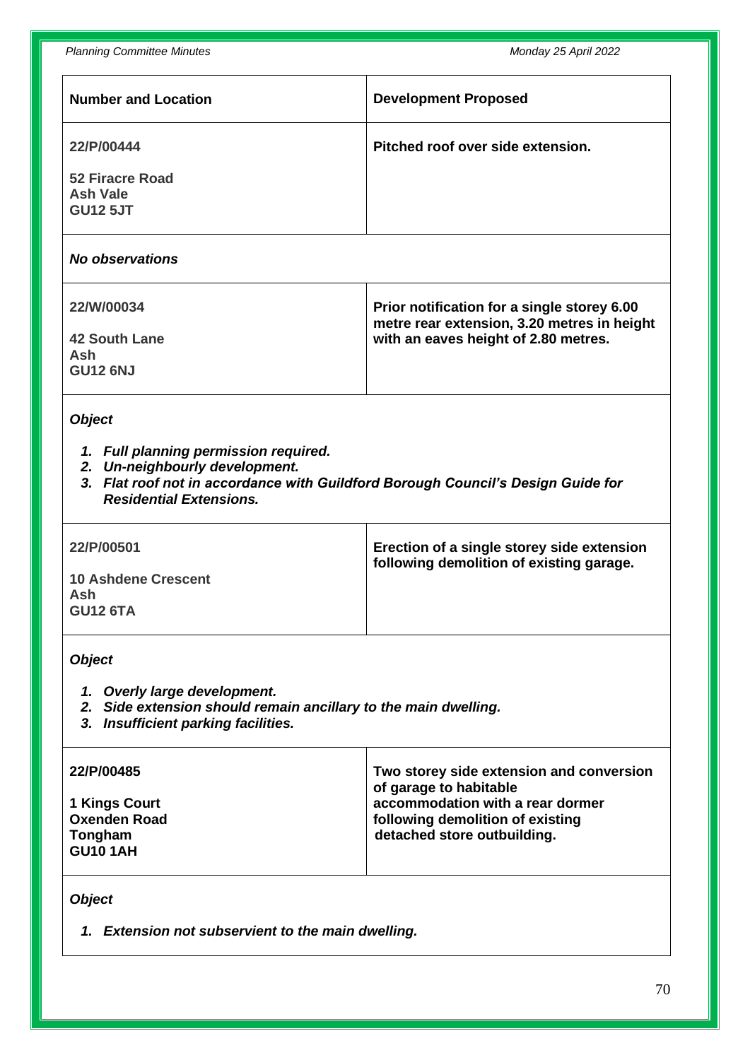| Number and Location | Development Proposed |
|---|---|
| **22/P/00444**<br><br>**52 Firacre Road**<br>**Ash Vale**<br>**GU12 5JT** | **Pitched roof over side extension.** |
| ***No observations*** | |
| **22/W/00034**<br><br>**42 South Lane**<br>**Ash**<br>**GU12 6NJ** | **Prior notification for a single storey 6.00 metre rear extension, 3.20 metres in height with an eaves height of 2.80 metres.** |
| ***Object***<br><br>1. ***Full planning permission required.***<br>2. ***Un-neighbourly development.***<br>3. ***Flat roof not in accordance with Guildford Borough Council's Design Guide for Residential Extensions.*** | |
| **22/P/00501**<br><br>**10 Ashdene Crescent**<br>**Ash**<br>**GU12 6TA** | **Erection of a single storey side extension following demolition of existing garage.** |
| ***Object***<br><br>1. ***Overly large development.***<br>2. ***Side extension should remain ancillary to the main dwelling.***<br>3. ***Insufficient parking facilities.*** | |
| **22/P/00485**<br><br>**1 Kings Court**<br>**Oxenden Road**<br>**Tongham**<br>**GU10 1AH** | **Two storey side extension and conversion of garage to habitable accommodation with a rear dormer following demolition of existing detached store outbuilding.** |
| ***Object***<br><br>1. ***Extension not subservient to the main dwelling.*** | |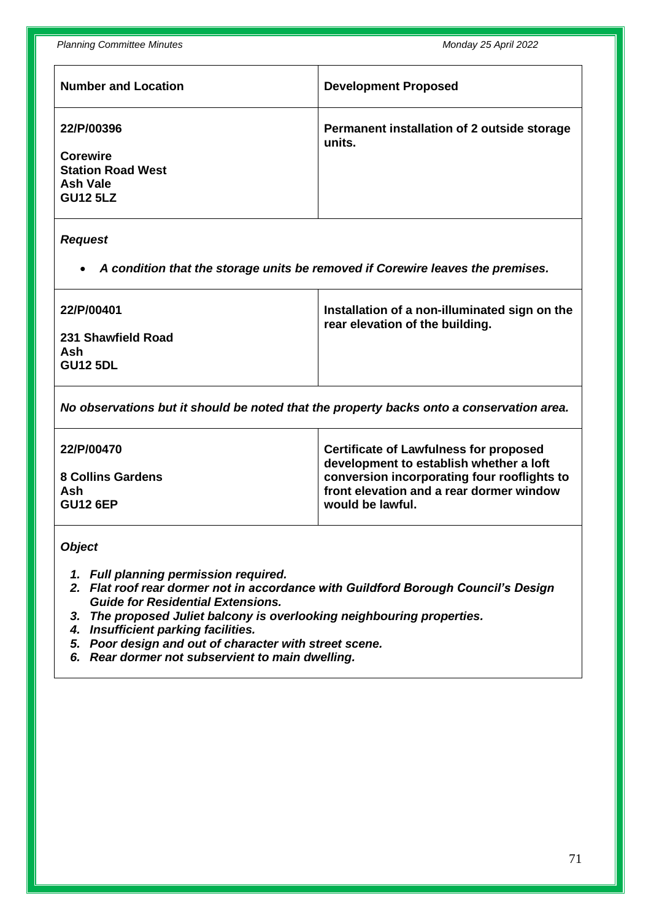| Number and Location | Development Proposed |
|---|---|
| **22/P/00396**<br><br>**Corewire**<br>**Station Road West**<br>**Ash Vale**<br>**GU12 5LZ** | **Permanent installation of 2 outside storage units.** |

***Request***

- ***A condition that the storage units be removed if Corewire leaves the premises.***

| | |
|---|---|
| **22/P/00401**<br><br>**231 Shawfield Road**<br>**Ash**<br>**GU12 5DL** | **Installation of a non-illuminated sign on the rear elevation of the building.** |

***No observations but it should be noted that the property backs onto a conservation area.***

| | |
|---|---|
| **22/P/00470**<br><br>**8 Collins Gardens**<br>**Ash**<br>**GU12 6EP** | **Certificate of Lawfulness for proposed development to establish whether a loft conversion incorporating four rooflights to front elevation and a rear dormer window would be lawful.** |

***Object***

1. ***Full planning permission required.***
2. ***Flat roof rear dormer not in accordance with Guildford Borough Council's Design Guide for Residential Extensions.***
3. ***The proposed Juliet balcony is overlooking neighbouring properties.***
4. ***Insufficient parking facilities.***
5. ***Poor design and out of character with street scene.***
6. ***Rear dormer not subservient to main dwelling.***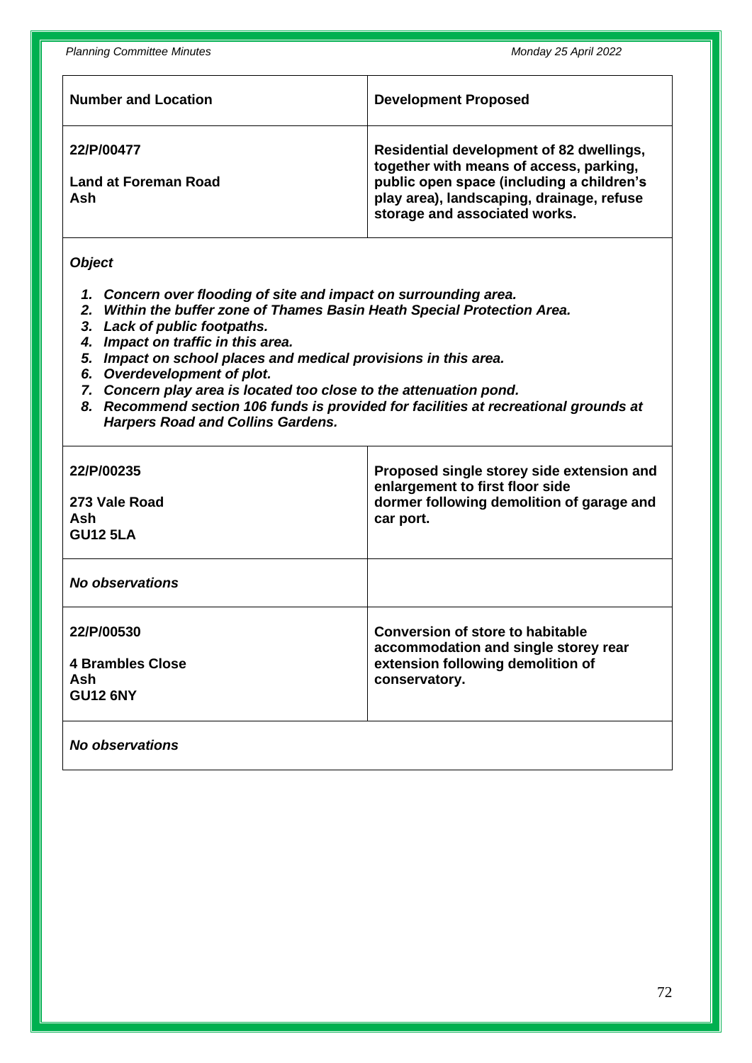| Number and Location | Development Proposed |
|---|---|
| **22/P/00477**<br><br>**Land at Foreman Road Ash** | **Residential development of 82 dwellings, together with means of access, parking, public open space (including a children's play area), landscaping, drainage, refuse storage and associated works.** |

***Object***

1. ***Concern over flooding of site and impact on surrounding area.***
2. ***Within the buffer zone of Thames Basin Heath Special Protection Area.***
3. ***Lack of public footpaths.***
4. ***Impact on traffic in this area.***
5. ***Impact on school places and medical provisions in this area.***
6. ***Overdevelopment of plot.***
7. ***Concern play area is located too close to the attenuation pond.***
8. ***Recommend section 106 funds is provided for facilities at recreational grounds at Harpers Road and Collins Gardens.***

| Number and Location | Development Proposed |
|---|---|
| **22/P/00235**<br><br>**273 Vale Road Ash GU12 5LA** | **Proposed single storey side extension and enlargement to first floor side dormer following demolition of garage and car port.** |
| ***No observations*** | |
| **22/P/00530**<br><br>**4 Brambles Close Ash GU12 6NY** | **Conversion of store to habitable accommodation and single storey rear extension following demolition of conservatory.** |
| ***No observations*** | |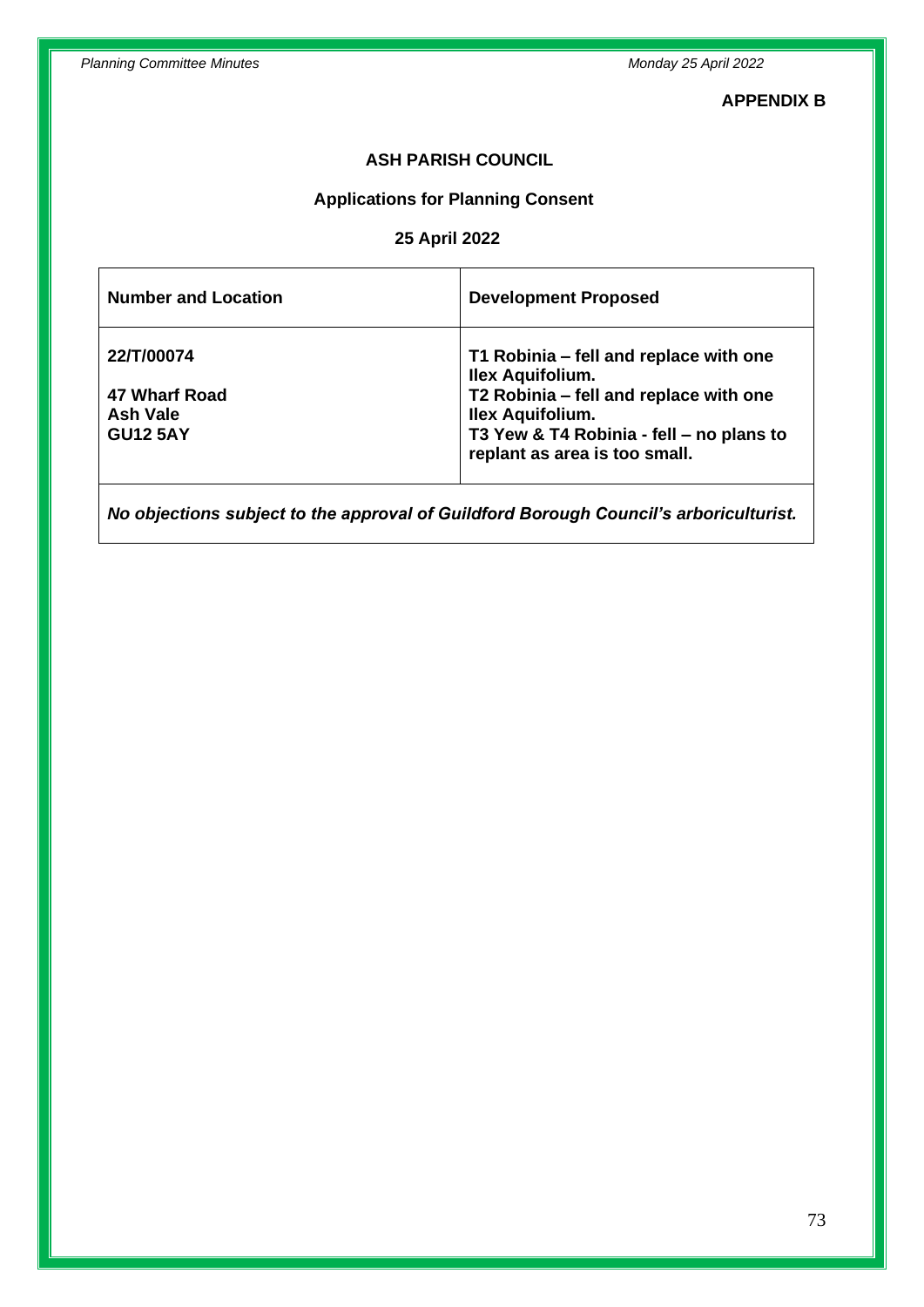**APPENDIX B**

**ASH PARISH COUNCIL**

**Applications for Planning Consent**

**25 April 2022**

| Number and Location | Development Proposed |
|---|---|
| 22/T/00074<br><br>47 Wharf Road<br>Ash Vale<br>GU12 5AY | T1 Robinia – fell and replace with one Ilex Aquifolium.<br>T2 Robinia – fell and replace with one Ilex Aquifolium.<br>T3 Yew & T4 Robinia - fell – no plans to replant as area is too small. |
| ***No objections subject to the approval of Guildford Borough Council's arboriculturist.*** | |